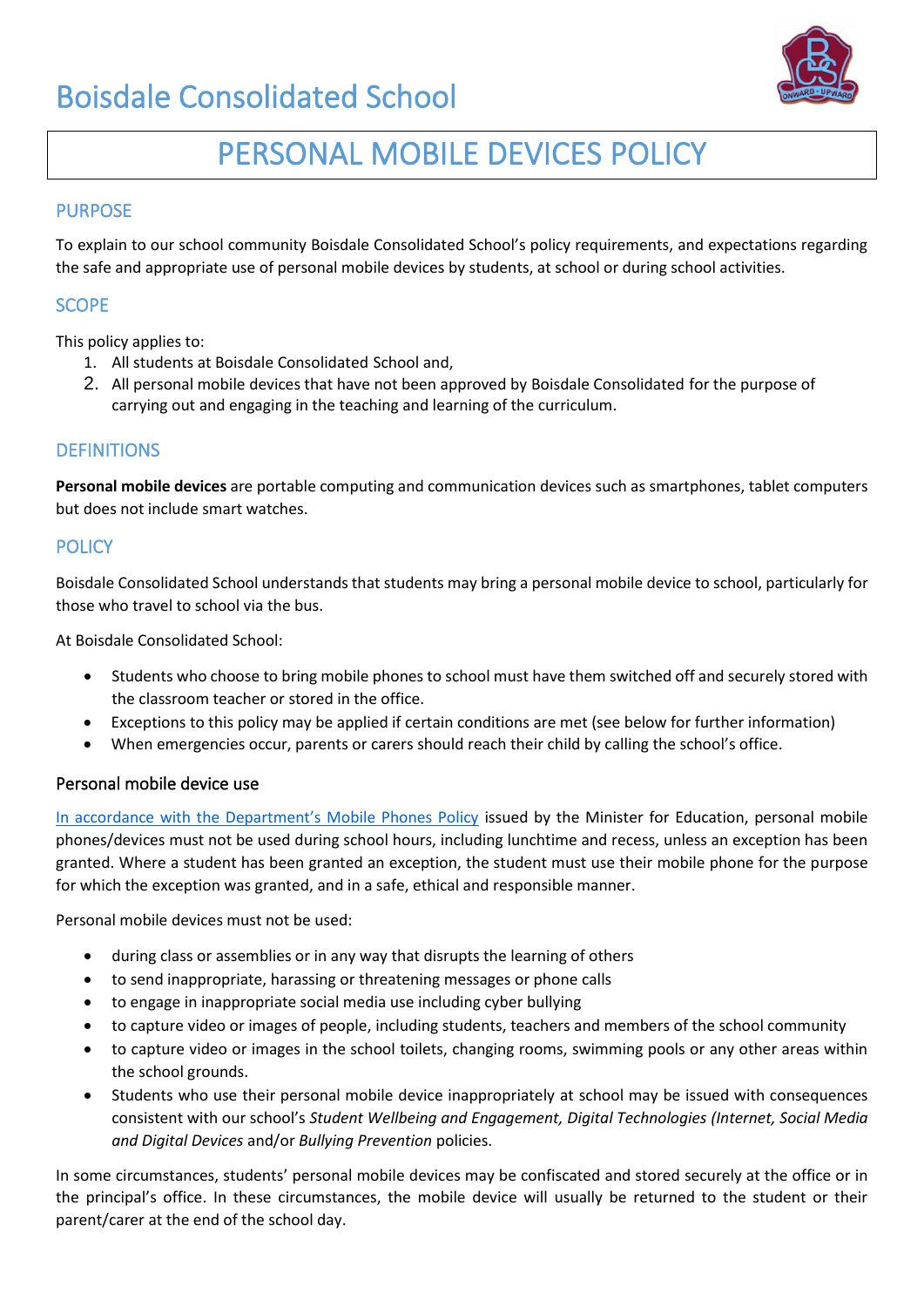# Boisdale Consolidated School

## PERSONAL MOBILE DEVICES POLICY

### PURPOSE

To explain to our school community Boisdale Consolidated School's policy requirements, and expectations regarding the safe and appropriate use of personal mobile devices by students, at school or during school activities.

### SCOPE

This policy applies to:

1. All students at Boisdale Consolidated School and,
2. All personal mobile devices that have not been approved by Boisdale Consolidated for the purpose of carrying out and engaging in the teaching and learning of the curriculum.

### DEFINITIONS

**Personal mobile devices** are portable computing and communication devices such as smartphones, tablet computers but does not include smart watches.

### POLICY

Boisdale Consolidated School understands that students may bring a personal mobile device to school, particularly for those who travel to school via the bus.

At Boisdale Consolidated School:

- Students who choose to bring mobile phones to school must have them switched off and securely stored with the classroom teacher or stored in the office.
- Exceptions to this policy may be applied if certain conditions are met (see below for further information)
- When emergencies occur, parents or carers should reach their child by calling the school's office.

#### Personal mobile device use

In accordance with the Department's Mobile Phones Policy issued by the Minister for Education, personal mobile phones/devices must not be used during school hours, including lunchtime and recess, unless an exception has been granted. Where a student has been granted an exception, the student must use their mobile phone for the purpose for which the exception was granted, and in a safe, ethical and responsible manner.

Personal mobile devices must not be used:

- during class or assemblies or in any way that disrupts the learning of others
- to send inappropriate, harassing or threatening messages or phone calls
- to engage in inappropriate social media use including cyber bullying
- to capture video or images of people, including students, teachers and members of the school community
- to capture video or images in the school toilets, changing rooms, swimming pools or any other areas within the school grounds.
- Students who use their personal mobile device inappropriately at school may be issued with consequences consistent with our school's *Student Wellbeing and Engagement, Digital Technologies (Internet, Social Media and Digital Devices* and/or *Bullying Prevention* policies.

In some circumstances, students' personal mobile devices may be confiscated and stored securely at the office or in the principal's office. In these circumstances, the mobile device will usually be returned to the student or their parent/carer at the end of the school day.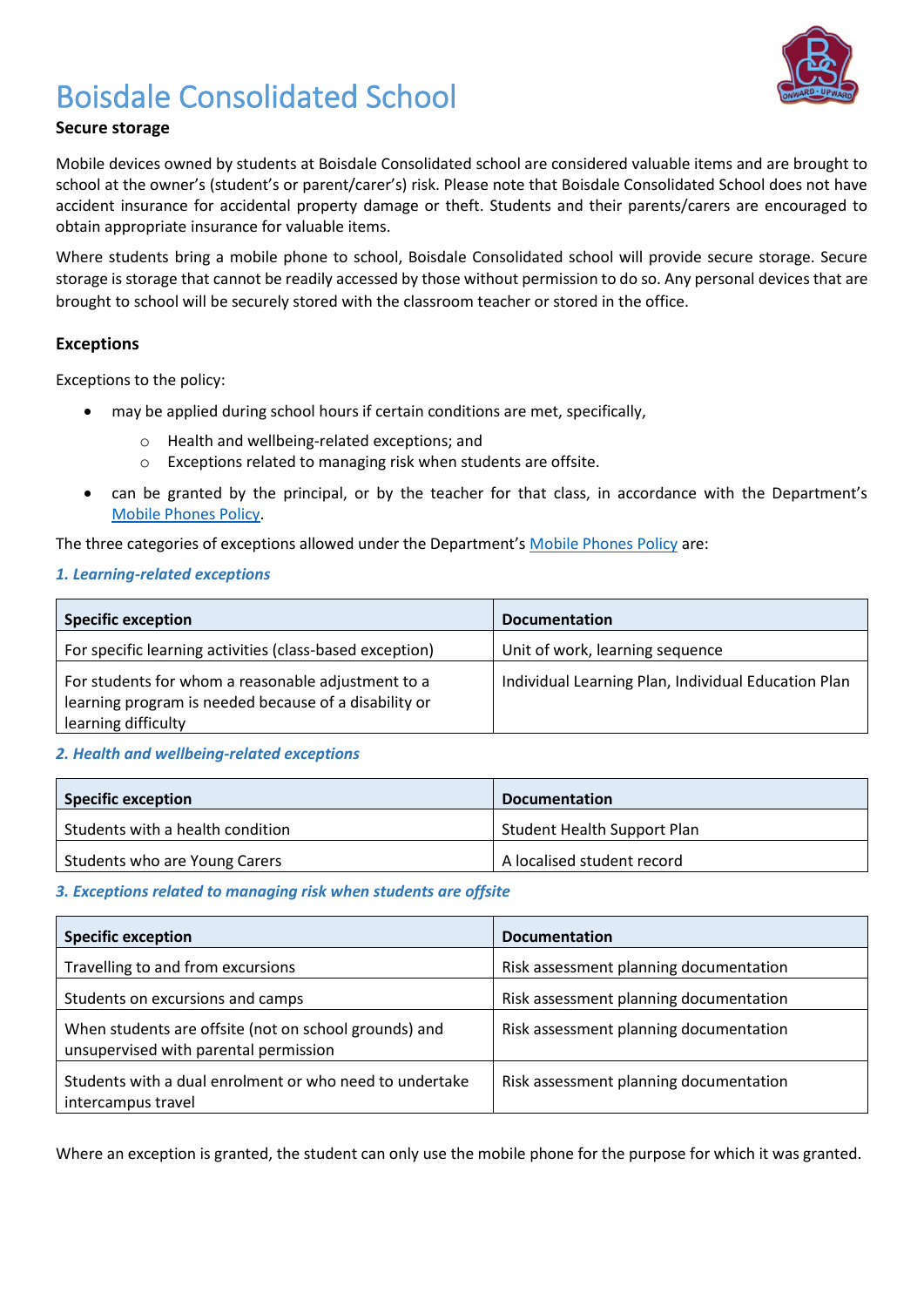# Boisdale Consolidated School

### Secure storage

Mobile devices owned by students at Boisdale Consolidated school are considered valuable items and are brought to school at the owner's (student's or parent/carer's) risk. Please note that Boisdale Consolidated School does not have accident insurance for accidental property damage or theft. Students and their parents/carers are encouraged to obtain appropriate insurance for valuable items.

Where students bring a mobile phone to school, Boisdale Consolidated school will provide secure storage. Secure storage is storage that cannot be readily accessed by those without permission to do so. Any personal devices that are brought to school will be securely stored with the classroom teacher or stored in the office.

### Exceptions

Exceptions to the policy:

- may be applied during school hours if certain conditions are met, specifically,
    - Health and wellbeing-related exceptions; and
    - Exceptions related to managing risk when students are offsite.
- can be granted by the principal, or by the teacher for that class, in accordance with the Department's Mobile Phones Policy.

The three categories of exceptions allowed under the Department's Mobile Phones Policy are:

***1. Learning-related exceptions***

| Specific exception | Documentation |
|---|---|
| For specific learning activities (class-based exception) | Unit of work, learning sequence |
| For students for whom a reasonable adjustment to a learning program is needed because of a disability or learning difficulty | Individual Learning Plan, Individual Education Plan |

***2. Health and wellbeing-related exceptions***

| Specific exception | Documentation |
|---|---|
| Students with a health condition | Student Health Support Plan |
| Students who are Young Carers | A localised student record |

***3. Exceptions related to managing risk when students are offsite***

| Specific exception | Documentation |
|---|---|
| Travelling to and from excursions | Risk assessment planning documentation |
| Students on excursions and camps | Risk assessment planning documentation |
| When students are offsite (not on school grounds) and unsupervised with parental permission | Risk assessment planning documentation |
| Students with a dual enrolment or who need to undertake intercampus travel | Risk assessment planning documentation |

Where an exception is granted, the student can only use the mobile phone for the purpose for which it was granted.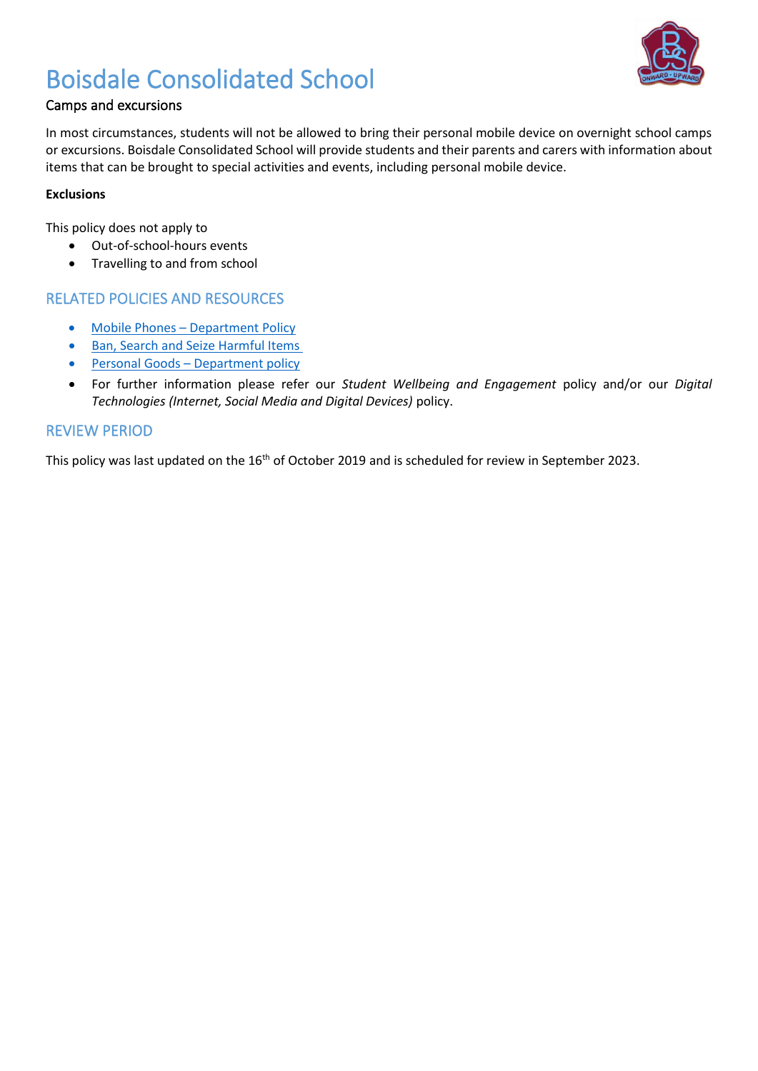# Boisdale Consolidated School

### Camps and excursions

In most circumstances, students will not be allowed to bring their personal mobile device on overnight school camps or excursions. Boisdale Consolidated School will provide students and their parents and carers with information about items that can be brought to special activities and events, including personal mobile device.

**Exclusions**

This policy does not apply to

- Out-of-school-hours events
- Travelling to and from school

## RELATED POLICIES AND RESOURCES

- Mobile Phones – Department Policy
- Ban, Search and Seize Harmful Items
- Personal Goods – Department policy
- For further information please refer our *Student Wellbeing and Engagement* policy and/or our *Digital Technologies (Internet, Social Media and Digital Devices)* policy.

## REVIEW PERIOD

This policy was last updated on the 16th of October 2019 and is scheduled for review in September 2023.